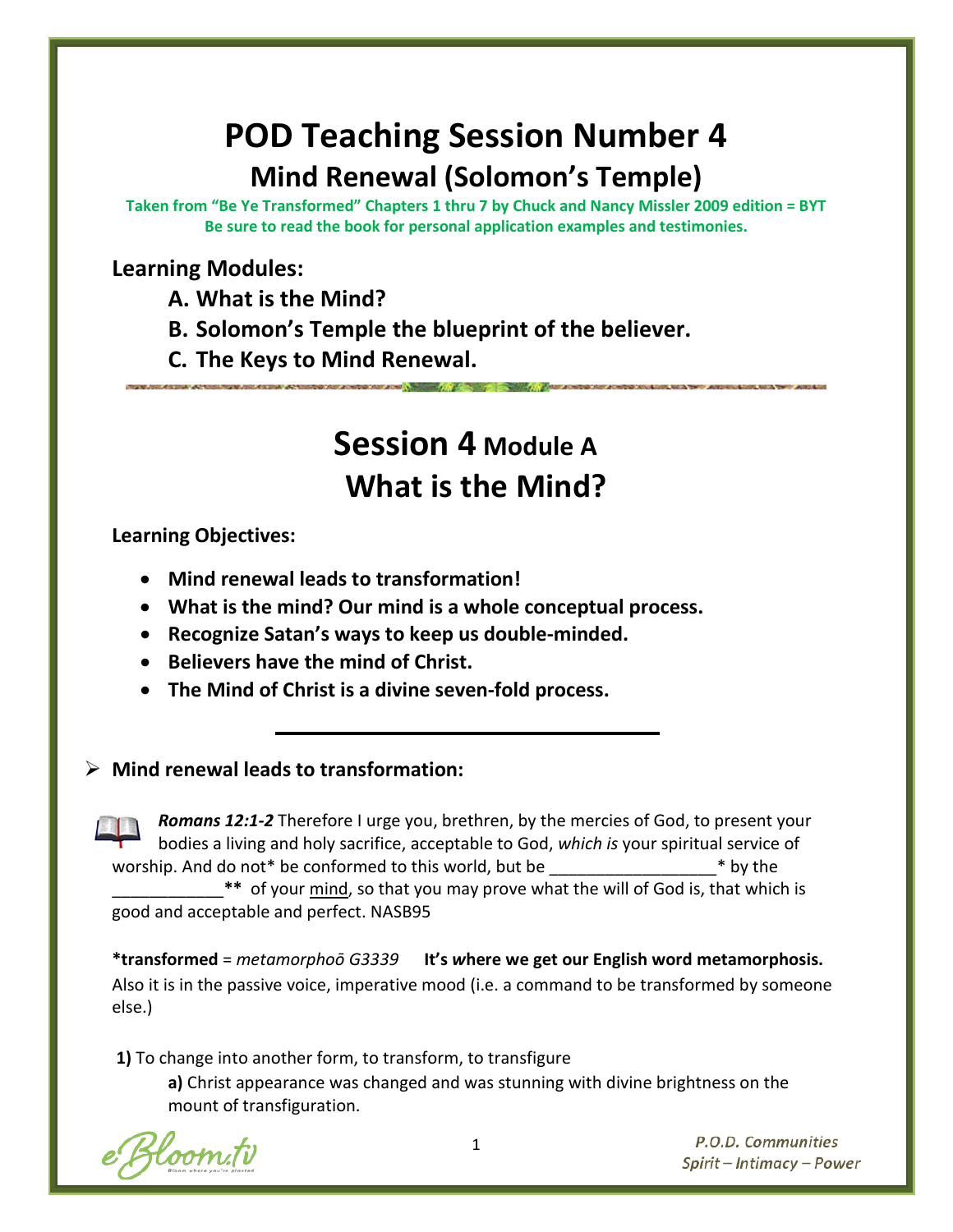# POD Teaching Session Number 4

## Mind Renewal (Solomon's Temple)

**Taken from "Be Ye Transformed" Chapters 1 thru 7 by Chuck and Nancy Missler 2009 edition = BYT**
**Be sure to read the book for personal application examples and testimonies.**

**Learning Modules:**

A. **What is the Mind?**
B. **Solomon's Temple the blueprint of the believer.**
C. **The Keys to Mind Renewal.**

---

# Session 4 Module A
# What is the Mind?

**Learning Objectives:**

- **Mind renewal leads to transformation!**
- **What is the mind? Our mind is a whole conceptual process.**
- **Recognize Satan's ways to keep us double-minded.**
- **Believers have the mind of Christ.**
- **The Mind of Christ is a divine seven-fold process.**

---

- **Mind renewal leads to transformation:**

***Romans 12:1-2*** Therefore I urge you, brethren, by the mercies of God, to present your bodies a living and holy sacrifice, acceptable to God, *which is* your spiritual service of worship. And do not* be conformed to this world, but be __________________* by the ____________** of your mind, so that you may prove what the will of God is, that which is good and acceptable and perfect. NASB95

**\*transformed** = *metamorphoō G3339* **It's where we get our English word metamorphosis.** Also it is in the passive voice, imperative mood (i.e. a command to be transformed by someone else.)

**1)** To change into another form, to transform, to transfigure

**a)** Christ appearance was changed and was stunning with divine brightness on the mount of transfiguration.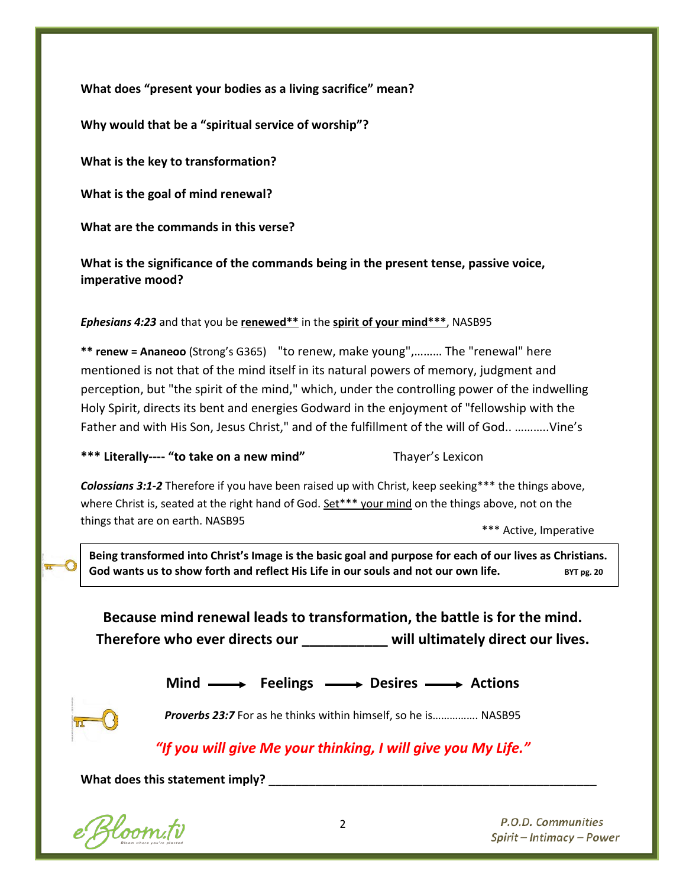**What does "present your bodies as a living sacrifice" mean?**

**Why would that be a "spiritual service of worship"?**

**What is the key to transformation?**

**What is the goal of mind renewal?**

**What are the commands in this verse?**

**What is the significance of the commands being in the present tense, passive voice, imperative mood?**

***Ephesians 4:23*** and that you be **renewed**** in the **spirit of your mind*****, NASB95

**** renew = Ananeoo** (Strong's G365) "to renew, make young",……… The "renewal" here mentioned is not that of the mind itself in its natural powers of memory, judgment and perception, but "the spirit of the mind," which, under the controlling power of the indwelling Holy Spirit, directs its bent and energies Godward in the enjoyment of "fellowship with the Father and with His Son, Jesus Christ," and of the fulfillment of the will of God.. ………..Vine's

***** Literally---- "to take on a new mind"** Thayer's Lexicon

***Colossians 3:1-2*** Therefore if you have been raised up with Christ, keep seeking*** the things above, where Christ is, seated at the right hand of God. Set*** your mind on the things above, not on the things that are on earth. NASB95

*** Active, Imperative

> **Being transformed into Christ's Image is the basic goal and purpose for each of our lives as Christians. God wants us to show forth and reflect His Life in our souls and not our own life.** BYT pg. 20

**Because mind renewal leads to transformation, the battle is for the mind. Therefore who ever directs our __________ will ultimately direct our lives.**

**Mind ⟶ Feelings ⟶ Desires ⟶ Actions**

***Proverbs 23:7*** For as he thinks within himself, so he is……………. NASB95

*"If you will give Me your thinking, I will give you My Life."*

**What does this statement imply?** ______________________________________________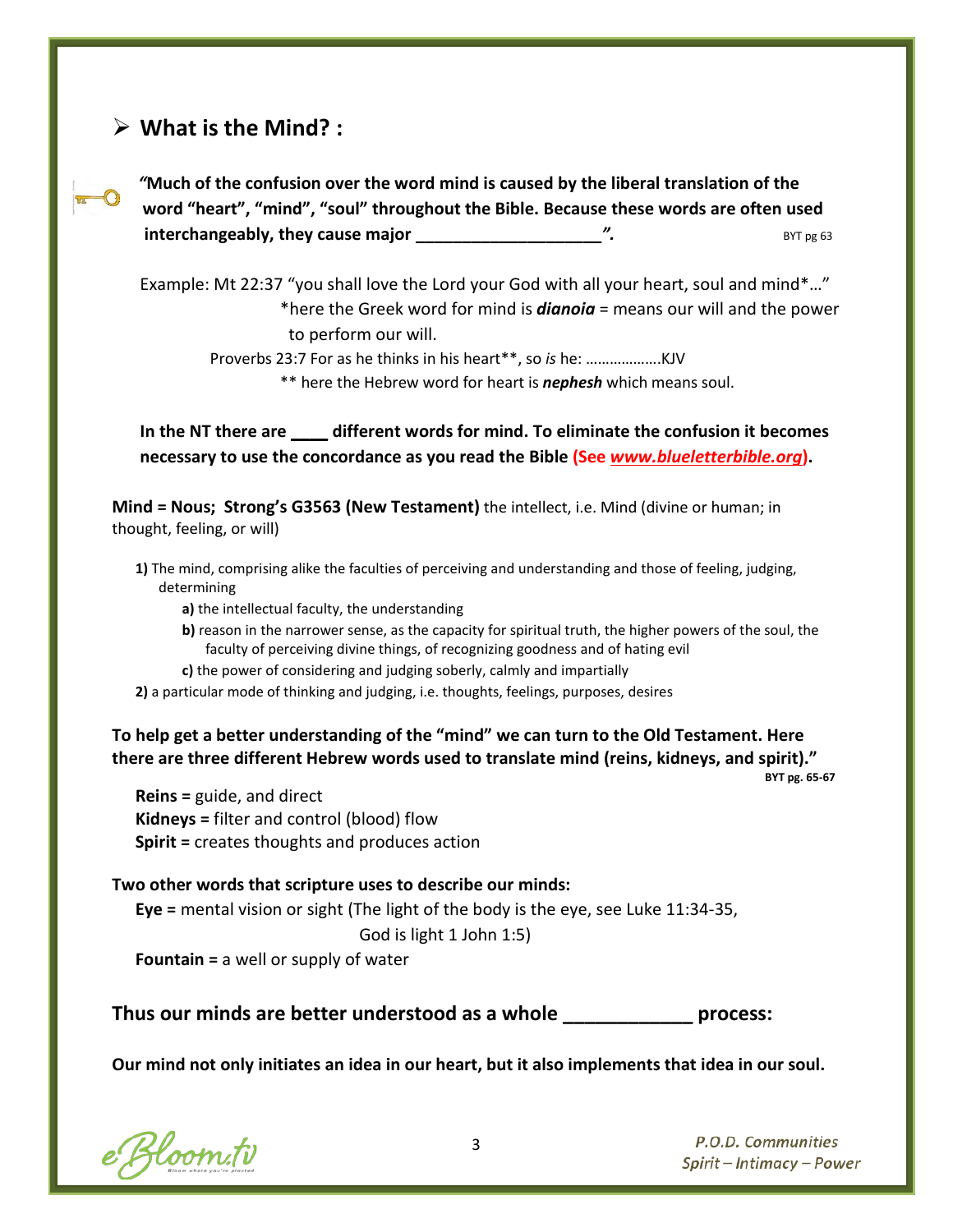## ➢ What is the Mind? :

**"Much of the confusion over the word mind is caused by the liberal translation of the word "heart", "mind", "soul" throughout the Bible. Because these words are often used interchangeably, they cause major ___________________".** BYT pg 63

Example: Mt 22:37 "you shall love the Lord your God with all your heart, soul and mind*…"
*here the Greek word for mind is ***dianoia*** = means our will and the power to perform our will.

Proverbs 23:7 For as he thinks in his heart**, so *is* he: ……………….KJV
** here the Hebrew word for heart is ***nephesh*** which means soul.

**In the NT there are ____ different words for mind. To eliminate the confusion it becomes necessary to use the concordance as you read the Bible (See *www.blueletterbible.org*).**

**Mind = Nous; Strong's G3563 (New Testament)** the intellect, i.e. Mind (divine or human; in thought, feeling, or will)

**1)** The mind, comprising alike the faculties of perceiving and understanding and those of feeling, judging, determining
- **a)** the intellectual faculty, the understanding
- **b)** reason in the narrower sense, as the capacity for spiritual truth, the higher powers of the soul, the faculty of perceiving divine things, of recognizing goodness and of hating evil
- **c)** the power of considering and judging soberly, calmly and impartially

**2)** a particular mode of thinking and judging, i.e. thoughts, feelings, purposes, desires

**To help get a better understanding of the "mind" we can turn to the Old Testament. Here there are three different Hebrew words used to translate mind (reins, kidneys, and spirit)."** **BYT pg. 65-67**

**Reins =** guide, and direct
**Kidneys =** filter and control (blood) flow
**Spirit =** creates thoughts and produces action

**Two other words that scripture uses to describe our minds:**

**Eye =** mental vision or sight (The light of the body is the eye, see Luke 11:34-35, God is light 1 John 1:5)
**Fountain =** a well or supply of water

### Thus our minds are better understood as a whole ____________ process:

**Our mind not only initiates an idea in our heart, but it also implements that idea in our soul.**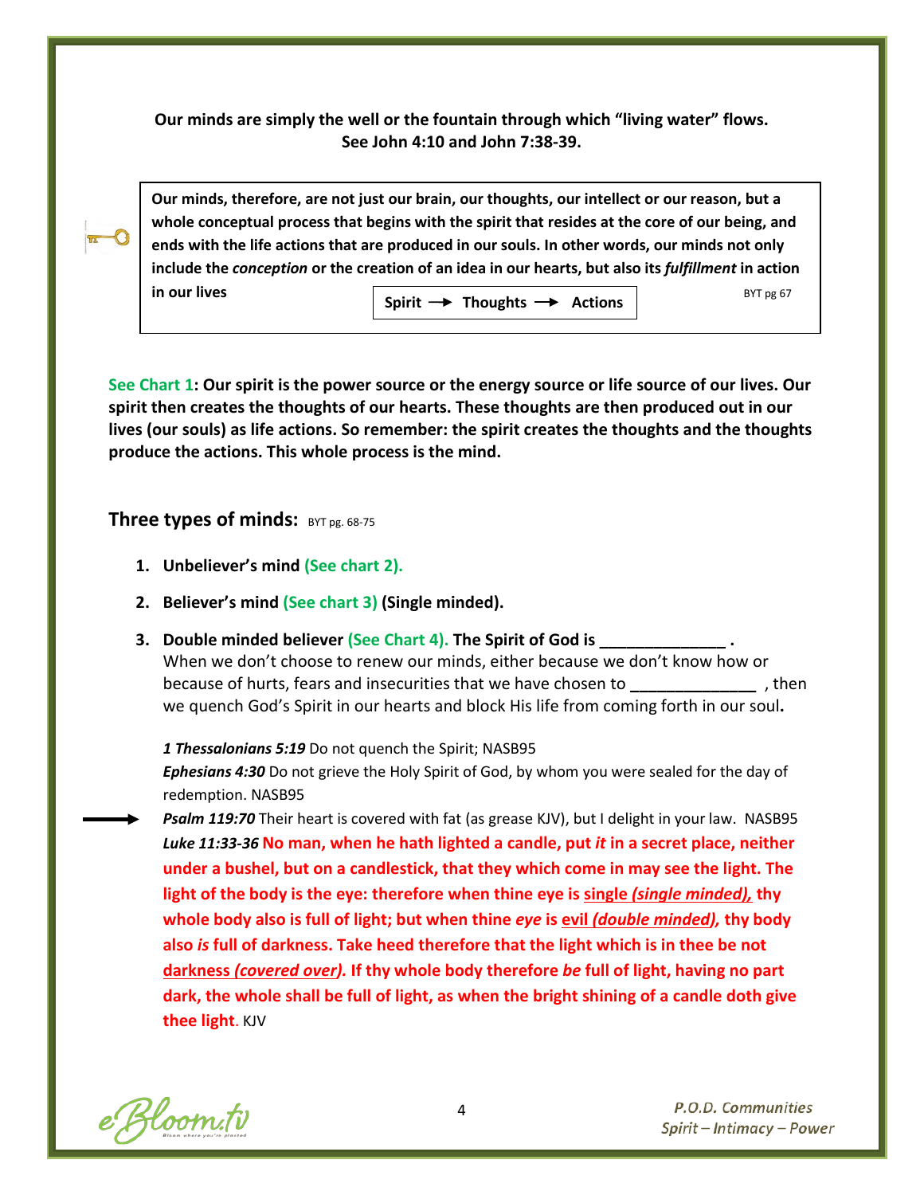**Our minds are simply the well or the fountain through which "living water" flows. See John 4:10 and John 7:38-39.**

> **Our minds, therefore, are not just our brain, our thoughts, our intellect or our reason, but a whole conceptual process that begins with the spirit that resides at the core of our being, and ends with the life actions that are produced in our souls. In other words, our minds not only include the *conception* or the creation of an idea in our hearts, but also its *fulfillment* in action in our lives**
>
> **Spirit → Thoughts → Actions**
>
> BYT pg 67

**See Chart 1: Our spirit is the power source or the energy source or life source of our lives. Our spirit then creates the thoughts of our hearts. These thoughts are then produced out in our lives (our souls) as life actions. So remember: the spirit creates the thoughts and the thoughts produce the actions. This whole process is the mind.**

## Three types of minds: BYT pg. 68-75

1. **Unbeliever's mind (See chart 2).**
2. **Believer's mind (See chart 3) (Single minded).**
3. **Double minded believer (See Chart 4). The Spirit of God is ______________ .**
   When we don't choose to renew our minds, either because we don't know how or because of hurts, fears and insecurities that we have chosen to ______________ , then we quench God's Spirit in our hearts and block His life from coming forth in our soul**.**

   ***1 Thessalonians 5:19*** Do not quench the Spirit; NASB95

   ***Ephesians 4:30*** Do not grieve the Holy Spirit of God, by whom you were sealed for the day of redemption. NASB95

   → ***Psalm 119:70*** Their heart is covered with fat (as grease KJV), but I delight in your law. NASB95

   ***Luke 11:33-36*** **No man, when he hath lighted a candle, put *it* in a secret place, neither under a bushel, but on a candlestick, that they which come in may see the light. The light of the body is the eye: therefore when thine eye is single *(single minded),* thy whole body also is full of light; but when thine *eye* is evil *(double minded),* thy body also *is* full of darkness. Take heed therefore that the light which is in thee be not darkness *(covered over).* If thy whole body therefore *be* full of light, having no part dark, the whole shall be full of light, as when the bright shining of a candle doth give thee light**. KJV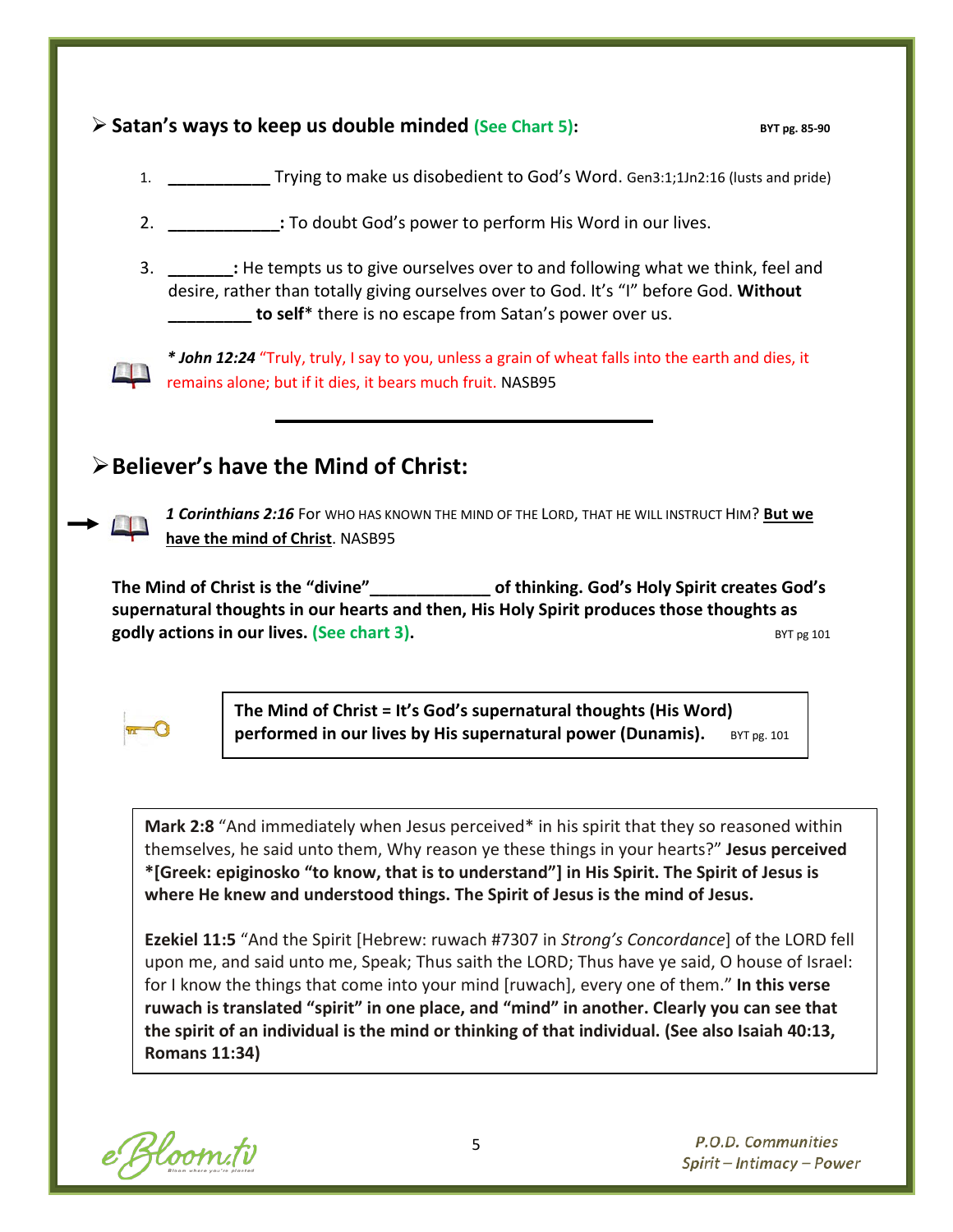## ➢ Satan's ways to keep us double minded (See Chart 5): BYT pg. 85-90

1. ___________ Trying to make us disobedient to God's Word. Gen3:1;1Jn2:16 (lusts and pride)
2. ____________**:** To doubt God's power to perform His Word in our lives.
3. _______**:** He tempts us to give ourselves over to and following what we think, feel and desire, rather than totally giving ourselves over to God. It's "I" before God. **Without _________ to self*** there is no escape from Satan's power over us.

***John 12:24** "Truly, truly, I say to you, unless a grain of wheat falls into the earth and dies, it remains alone; but if it dies, it bears much fruit. NASB95

---

## ➢ Believer's have the Mind of Christ:

***1 Corinthians 2:16*** For WHO HAS KNOWN THE MIND OF THE LORD, THAT HE WILL INSTRUCT HIM? **But we have the mind of Christ**. NASB95

**The Mind of Christ is the "divine"_____________ of thinking. God's Holy Spirit creates God's supernatural thoughts in our hearts and then, His Holy Spirit produces those thoughts as godly actions in our lives. (See chart 3).** BYT pg 101

> **The Mind of Christ = It's God's supernatural thoughts (His Word) performed in our lives by His supernatural power (Dunamis).** BYT pg. 101

**Mark 2:8** "And immediately when Jesus perceived* in his spirit that they so reasoned within themselves, he said unto them, Why reason ye these things in your hearts?" **Jesus perceived *[Greek: epiginosko "to know, that is to understand"] in His Spirit. The Spirit of Jesus is where He knew and understood things. The Spirit of Jesus is the mind of Jesus.**

**Ezekiel 11:5** "And the Spirit [Hebrew: ruwach #7307 in *Strong's Concordance*] of the LORD fell upon me, and said unto me, Speak; Thus saith the LORD; Thus have ye said, O house of Israel: for I know the things that come into your mind [ruwach], every one of them." **In this verse ruwach is translated "spirit" in one place, and "mind" in another. Clearly you can see that the spirit of an individual is the mind or thinking of that individual. (See also Isaiah 40:13, Romans 11:34)**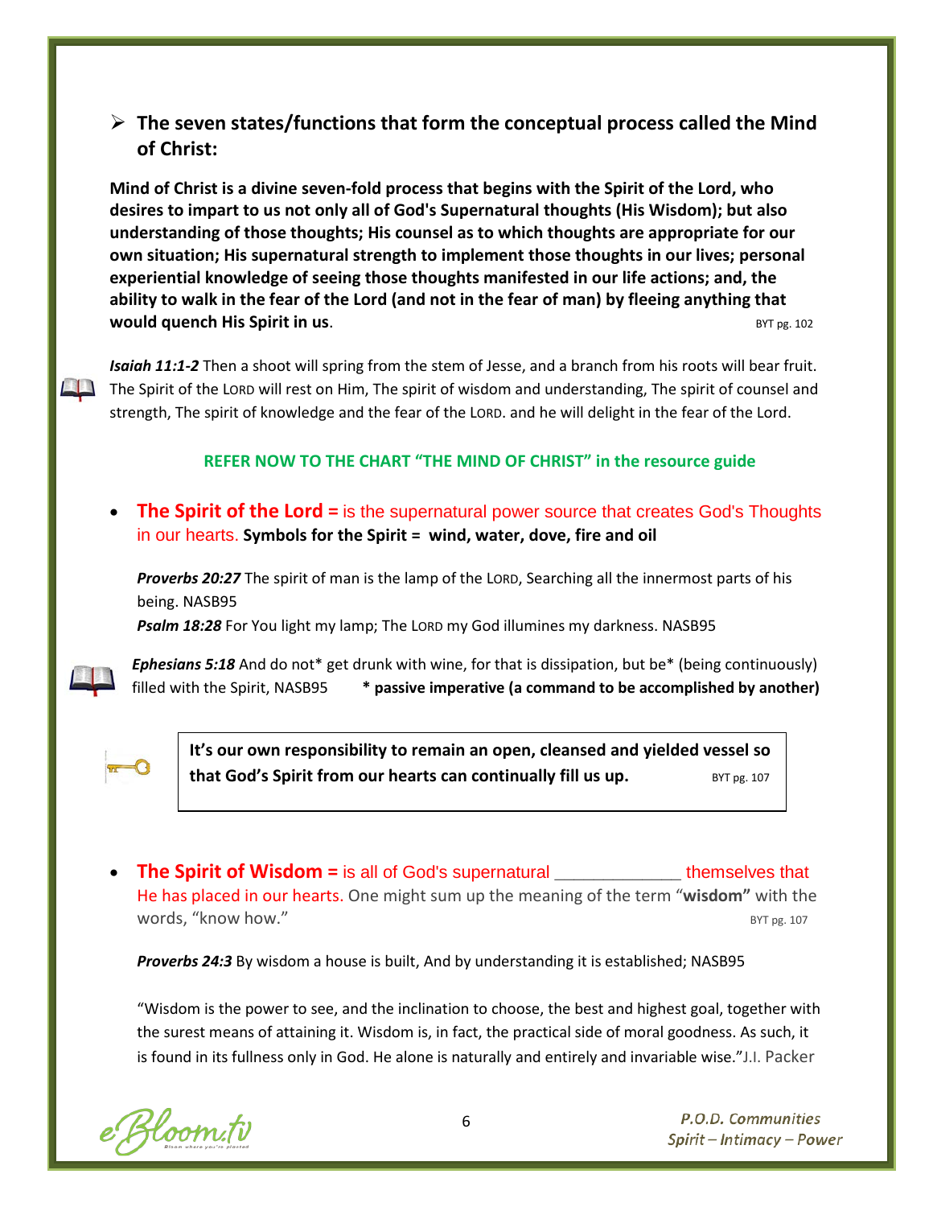## ➢ The seven states/functions that form the conceptual process called the Mind of Christ:

**Mind of Christ is a divine seven-fold process that begins with the Spirit of the Lord, who desires to impart to us not only all of God's Supernatural thoughts (His Wisdom); but also understanding of those thoughts; His counsel as to which thoughts are appropriate for our own situation; His supernatural strength to implement those thoughts in our lives; personal experiential knowledge of seeing those thoughts manifested in our life actions; and, the ability to walk in the fear of the Lord (and not in the fear of man) by fleeing anything that would quench His Spirit in us**. BYT pg. 102

***Isaiah 11:1-2*** Then a shoot will spring from the stem of Jesse, and a branch from his roots will bear fruit. The Spirit of the LORD will rest on Him, The spirit of wisdom and understanding, The spirit of counsel and strength, The spirit of knowledge and the fear of the LORD. and he will delight in the fear of the Lord.

**REFER NOW TO THE CHART "THE MIND OF CHRIST" in the resource guide**

- **The Spirit of the Lord =** is the supernatural power source that creates God's Thoughts in our hearts. **Symbols for the Spirit = wind, water, dove, fire and oil**

  ***Proverbs 20:27*** The spirit of man is the lamp of the LORD, Searching all the innermost parts of his being. NASB95
  ***Psalm 18:28*** For You light my lamp; The LORD my God illumines my darkness. NASB95

  ***Ephesians 5:18*** And do not* get drunk with wine, for that is dissipation, but be* (being continuously) filled with the Spirit, NASB95 **\* passive imperative (a command to be accomplished by another)**

  **It's our own responsibility to remain an open, cleansed and yielded vessel so that God's Spirit from our hearts can continually fill us up.** BYT pg. 107

- **The Spirit of Wisdom =** is all of God's supernatural _____________ themselves that He has placed in our hearts. One might sum up the meaning of the term "**wisdom"** with the words, "know how." BYT pg. 107

  ***Proverbs 24:3*** By wisdom a house is built, And by understanding it is established; NASB95

  "Wisdom is the power to see, and the inclination to choose, the best and highest goal, together with the surest means of attaining it. Wisdom is, in fact, the practical side of moral goodness. As such, it is found in its fullness only in God. He alone is naturally and entirely and invariable wise."J.I. Packer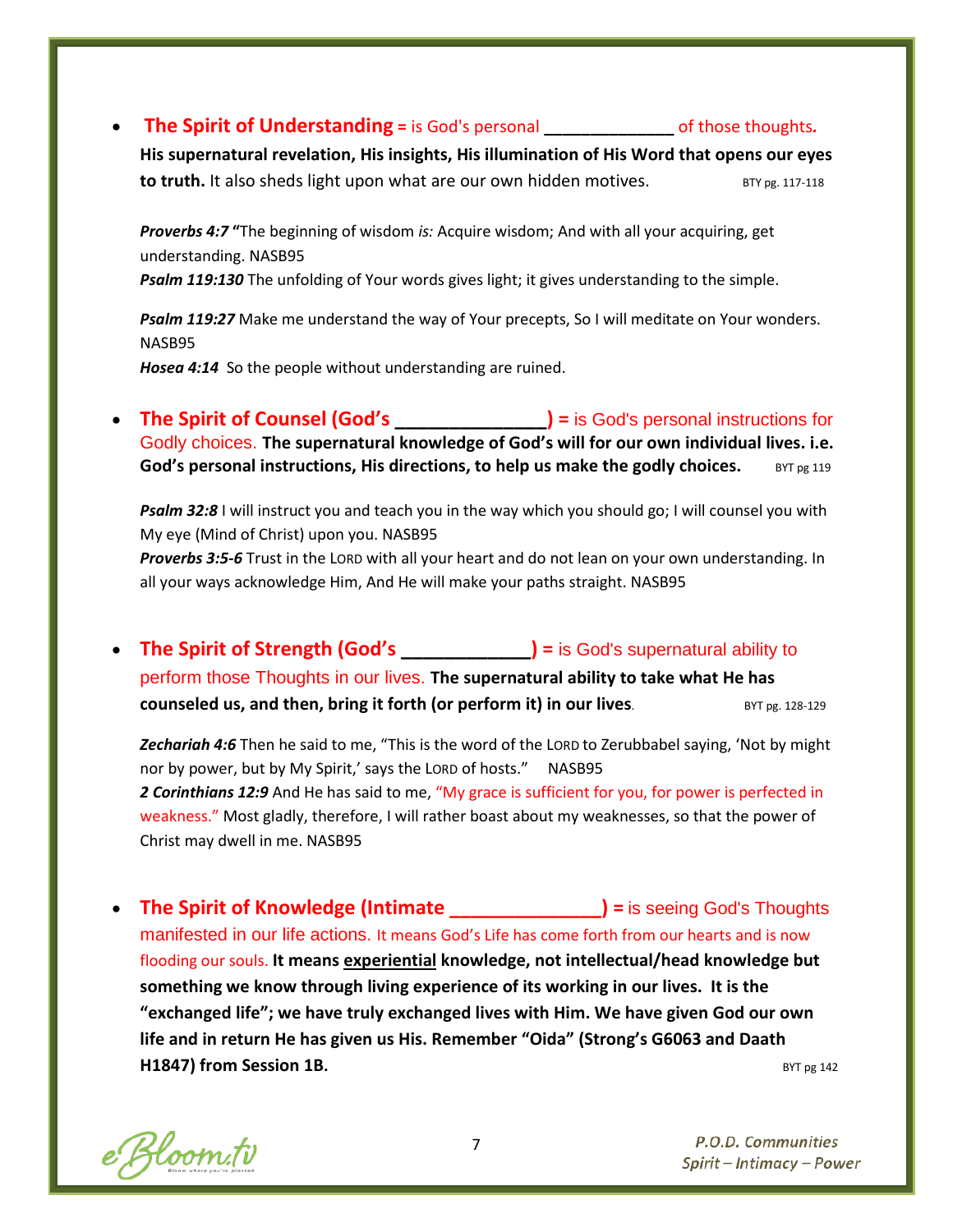- **The Spirit of Understanding** = is God's personal _____________ of those thoughts**.** **His supernatural revelation, His insights, His illumination of His Word that opens our eyes to truth.** It also sheds light upon what are our own hidden motives. BTY pg. 117-118

  ***Proverbs 4:7* "**The beginning of wisdom *is:* Acquire wisdom; And with all your acquiring, get understanding. NASB95
  ***Psalm 119:130*** The unfolding of Your words gives light; it gives understanding to the simple.

  ***Psalm 119:27*** Make me understand the way of Your precepts, So I will meditate on Your wonders. NASB95
  ***Hosea 4:14*** So the people without understanding are ruined.

- **The Spirit of Counsel (God's ______________) =** is God's personal instructions for Godly choices. **The supernatural knowledge of God's will for our own individual lives. i.e. God's personal instructions, His directions, to help us make the godly choices.** BYT pg 119

  ***Psalm 32:8*** I will instruct you and teach you in the way which you should go; I will counsel you with My eye (Mind of Christ) upon you. NASB95
  ***Proverbs 3:5-6*** Trust in the LORD with all your heart and do not lean on your own understanding. In all your ways acknowledge Him, And He will make your paths straight. NASB95

- **The Spirit of Strength (God's ____________) =** is God's supernatural ability to perform those Thoughts in our lives. **The supernatural ability to take what He has counseled us, and then, bring it forth (or perform it) in our lives**. BYT pg. 128-129

  ***Zechariah 4:6*** Then he said to me, "This is the word of the LORD to Zerubbabel saying, 'Not by might nor by power, but by My Spirit,' says the LORD of hosts." NASB95
  ***2 Corinthians 12:9*** And He has said to me, "My grace is sufficient for you, for power is perfected in weakness." Most gladly, therefore, I will rather boast about my weaknesses, so that the power of Christ may dwell in me. NASB95

- **The Spirit of Knowledge (Intimate ______________) =** is seeing God's Thoughts manifested in our life actions. It means God's Life has come forth from our hearts and is now flooding our souls. **It means <u>experiential</u> knowledge, not intellectual/head knowledge but something we know through living experience of its working in our lives. It is the "exchanged life"; we have truly exchanged lives with Him. We have given God our own life and in return He has given us His. Remember "Oida" (Strong's G6063 and Daath H1847) from Session 1B.** BYT pg 142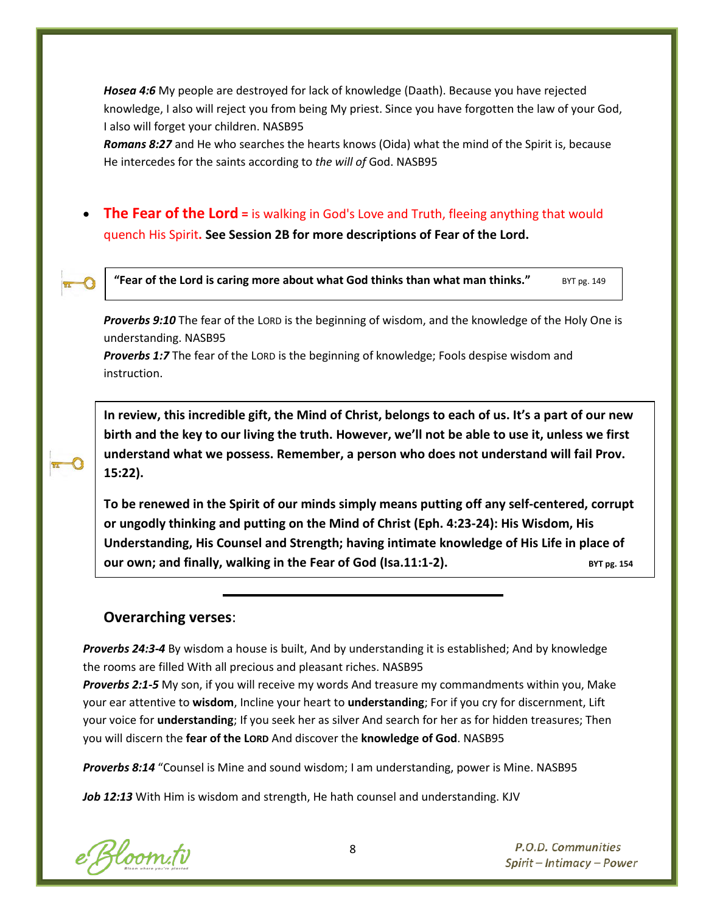***Hosea 4:6*** My people are destroyed for lack of knowledge (Daath). Because you have rejected knowledge, I also will reject you from being My priest. Since you have forgotten the law of your God, I also will forget your children. NASB95

***Romans 8:27*** and He who searches the hearts knows (Oida) what the mind of the Spirit is, because He intercedes for the saints according to *the will of* God. NASB95

- **The Fear of the Lord =** is walking in God's Love and Truth, fleeing anything that would quench His Spirit**. See Session 2B for more descriptions of Fear of the Lord.**

> **"Fear of the Lord is caring more about what God thinks than what man thinks."** BYT pg. 149

***Proverbs 9:10*** The fear of the LORD is the beginning of wisdom, and the knowledge of the Holy One is understanding. NASB95

***Proverbs 1:7*** The fear of the LORD is the beginning of knowledge; Fools despise wisdom and instruction.

> **In review, this incredible gift, the Mind of Christ, belongs to each of us. It's a part of our new birth and the key to our living the truth. However, we'll not be able to use it, unless we first understand what we possess. Remember, a person who does not understand will fail Prov. 15:22).**
>
> **To be renewed in the Spirit of our minds simply means putting off any self-centered, corrupt or ungodly thinking and putting on the Mind of Christ (Eph. 4:23-24): His Wisdom, His Understanding, His Counsel and Strength; having intimate knowledge of His Life in place of our own; and finally, walking in the Fear of God (Isa.11:1-2).** **BYT pg. 154**

---

### **Overarching verses**:

***Proverbs 24:3-4*** By wisdom a house is built, And by understanding it is established; And by knowledge the rooms are filled With all precious and pleasant riches. NASB95

***Proverbs 2:1-5*** My son, if you will receive my words And treasure my commandments within you, Make your ear attentive to **wisdom**, Incline your heart to **understanding**; For if you cry for discernment, Lift your voice for **understanding**; If you seek her as silver And search for her as for hidden treasures; Then you will discern the **fear of the LORD** And discover the **knowledge of God**. NASB95

***Proverbs 8:14*** "Counsel is Mine and sound wisdom; I am understanding, power is Mine. NASB95

***Job 12:13*** With Him is wisdom and strength, He hath counsel and understanding. KJV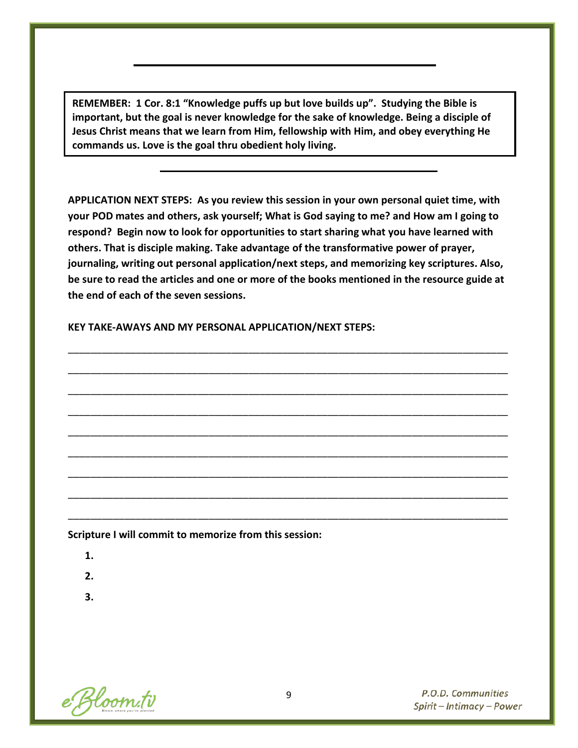**REMEMBER: 1 Cor. 8:1 "Knowledge puffs up but love builds up". Studying the Bible is important, but the goal is never knowledge for the sake of knowledge. Being a disciple of Jesus Christ means that we learn from Him, fellowship with Him, and obey everything He commands us. Love is the goal thru obedient holy living.**

**APPLICATION NEXT STEPS: As you review this session in your own personal quiet time, with your POD mates and others, ask yourself; What is God saying to me? and How am I going to respond? Begin now to look for opportunities to start sharing what you have learned with others. That is disciple making. Take advantage of the transformative power of prayer, journaling, writing out personal application/next steps, and memorizing key scriptures. Also, be sure to read the articles and one or more of the books mentioned in the resource guide at the end of each of the seven sessions.**

**KEY TAKE-AWAYS AND MY PERSONAL APPLICATION/NEXT STEPS:**

______________________________________________________________________________

______________________________________________________________________________

______________________________________________________________________________

______________________________________________________________________________

______________________________________________________________________________

______________________________________________________________________________

______________________________________________________________________________

______________________________________________________________________________

______________________________________________________________________________

**Scripture I will commit to memorize from this session:**

**1.**

**2.**

**3.**